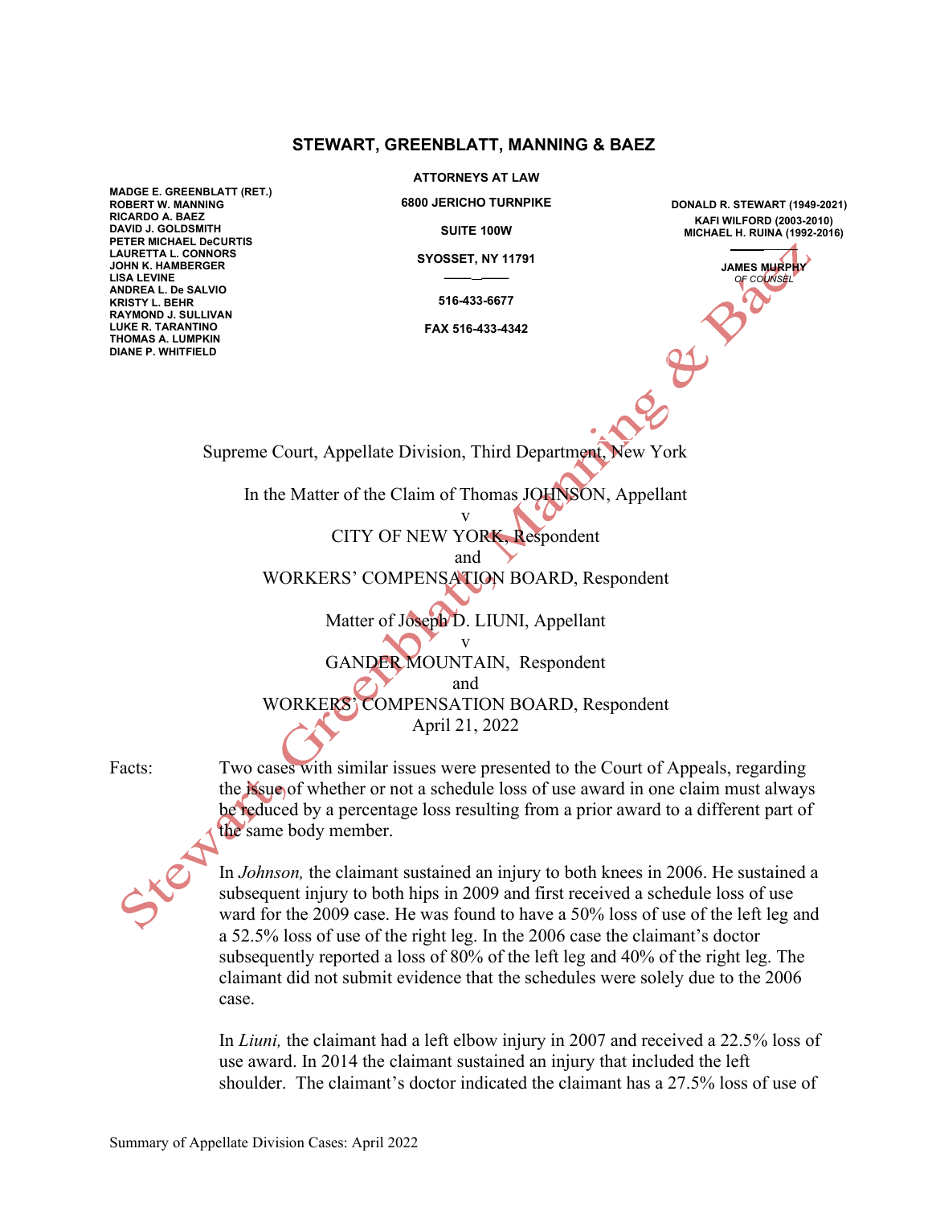**STEWART, GREENBLATT, MANNING & BAEZ**

**ATTORNEYS AT LAW**

**6800 JERICHO TURNPIKE**

**SUITE 100W**

**SYOSSET, NY 11791**

**516-433-6677**

**FAX 516-433-4342**

**MADGE E. GREENBLATT (RET.)**
**ROBERT W. MANNING**
**RICARDO A. BAEZ**
**DAVID J. GOLDSMITH**
**PETER MICHAEL DeCURTIS**
**LAURETTA L. CONNORS**
**JOHN K. HAMBERGER**
**LISA LEVINE**
**ANDREA L. De SALVIO**
**KRISTY L. BEHR**
**RAYMOND J. SULLIVAN**
**LUKE R. TARANTINO**
**THOMAS A. LUMPKIN**
**DIANE P. WHITFIELD**

**DONALD R. STEWART (1949-2021)**
**KAFI WILFORD (2003-2010)**
**MICHAEL H. RUINA (1992-2016)**

**JAMES MURPHY**
*OF COUNSEL*

Supreme Court, Appellate Division, Third Department, New York

In the Matter of the Claim of Thomas JOHNSON, Appellant
v
CITY OF NEW YORK, Respondent
and
WORKERS' COMPENSATION BOARD, Respondent

Matter of Joseph D. LIUNI, Appellant
v
GANDER MOUNTAIN, Respondent
and
WORKERS' COMPENSATION BOARD, Respondent
April 21, 2022

Facts: Two cases with similar issues were presented to the Court of Appeals, regarding the issue of whether or not a schedule loss of use award in one claim must always be reduced by a percentage loss resulting from a prior award to a different part of the same body member.

In *Johnson,* the claimant sustained an injury to both knees in 2006. He sustained a subsequent injury to both hips in 2009 and first received a schedule loss of use ward for the 2009 case. He was found to have a 50% loss of use of the left leg and a 52.5% loss of use of the right leg. In the 2006 case the claimant's doctor subsequently reported a loss of 80% of the left leg and 40% of the right leg. The claimant did not submit evidence that the schedules were solely due to the 2006 case.

In *Liuni,* the claimant had a left elbow injury in 2007 and received a 22.5% loss of use award. In 2014 the claimant sustained an injury that included the left shoulder. The claimant's doctor indicated the claimant has a 27.5% loss of use of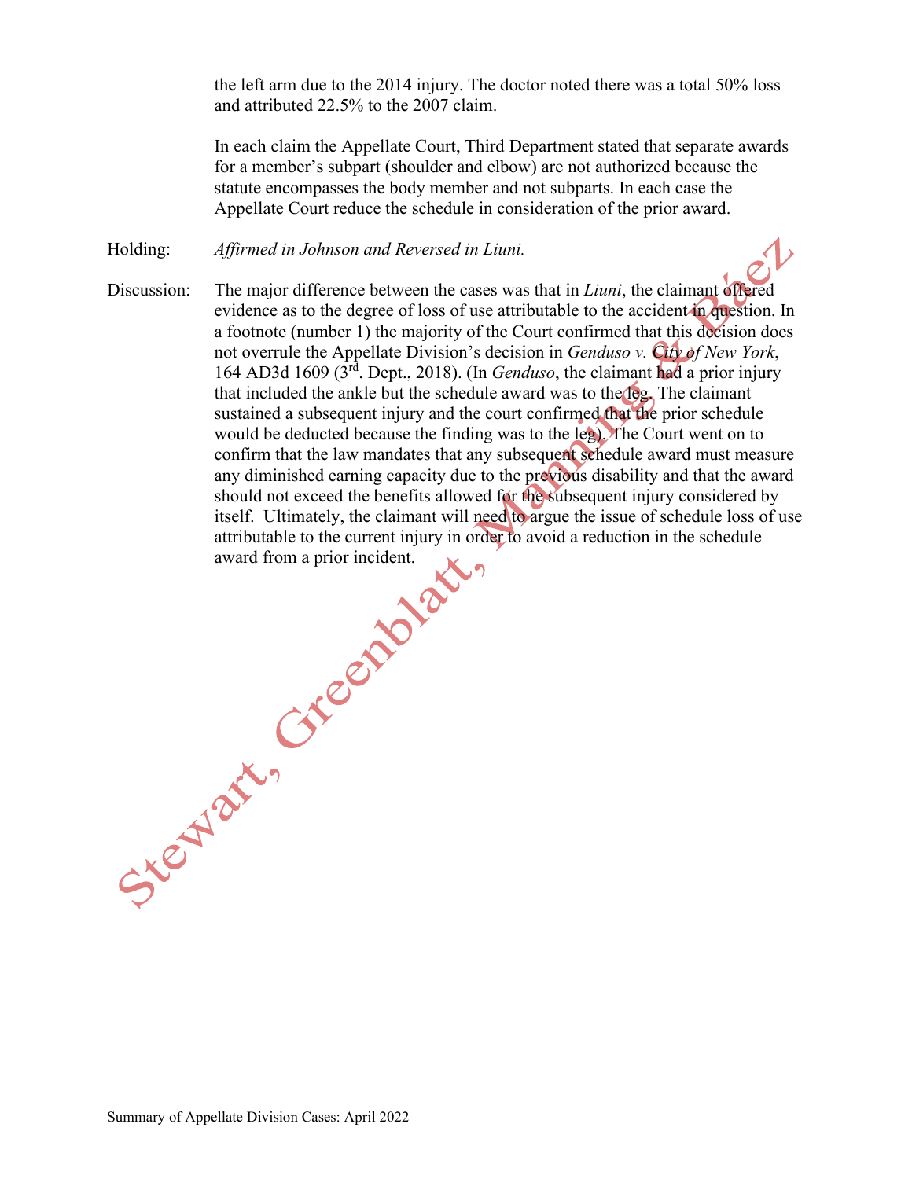the left arm due to the 2014 injury. The doctor noted there was a total 50% loss and attributed 22.5% to the 2007 claim.

In each claim the Appellate Court, Third Department stated that separate awards for a member's subpart (shoulder and elbow) are not authorized because the statute encompasses the body member and not subparts. In each case the Appellate Court reduce the schedule in consideration of the prior award.

Holding: *Affirmed in Johnson and Reversed in Liuni.*

Discussion: The major difference between the cases was that in *Liuni*, the claimant offered evidence as to the degree of loss of use attributable to the accident in question. In a footnote (number 1) the majority of the Court confirmed that this decision does not overrule the Appellate Division's decision in *Genduso v. City of New York*, 164 AD3d 1609 (3rd. Dept., 2018). (In *Genduso*, the claimant had a prior injury that included the ankle but the schedule award was to the leg. The claimant sustained a subsequent injury and the court confirmed that the prior schedule would be deducted because the finding was to the leg). The Court went on to confirm that the law mandates that any subsequent schedule award must measure any diminished earning capacity due to the previous disability and that the award should not exceed the benefits allowed for the subsequent injury considered by itself. Ultimately, the claimant will need to argue the issue of schedule loss of use attributable to the current injury in order to avoid a reduction in the schedule award from a prior incident.